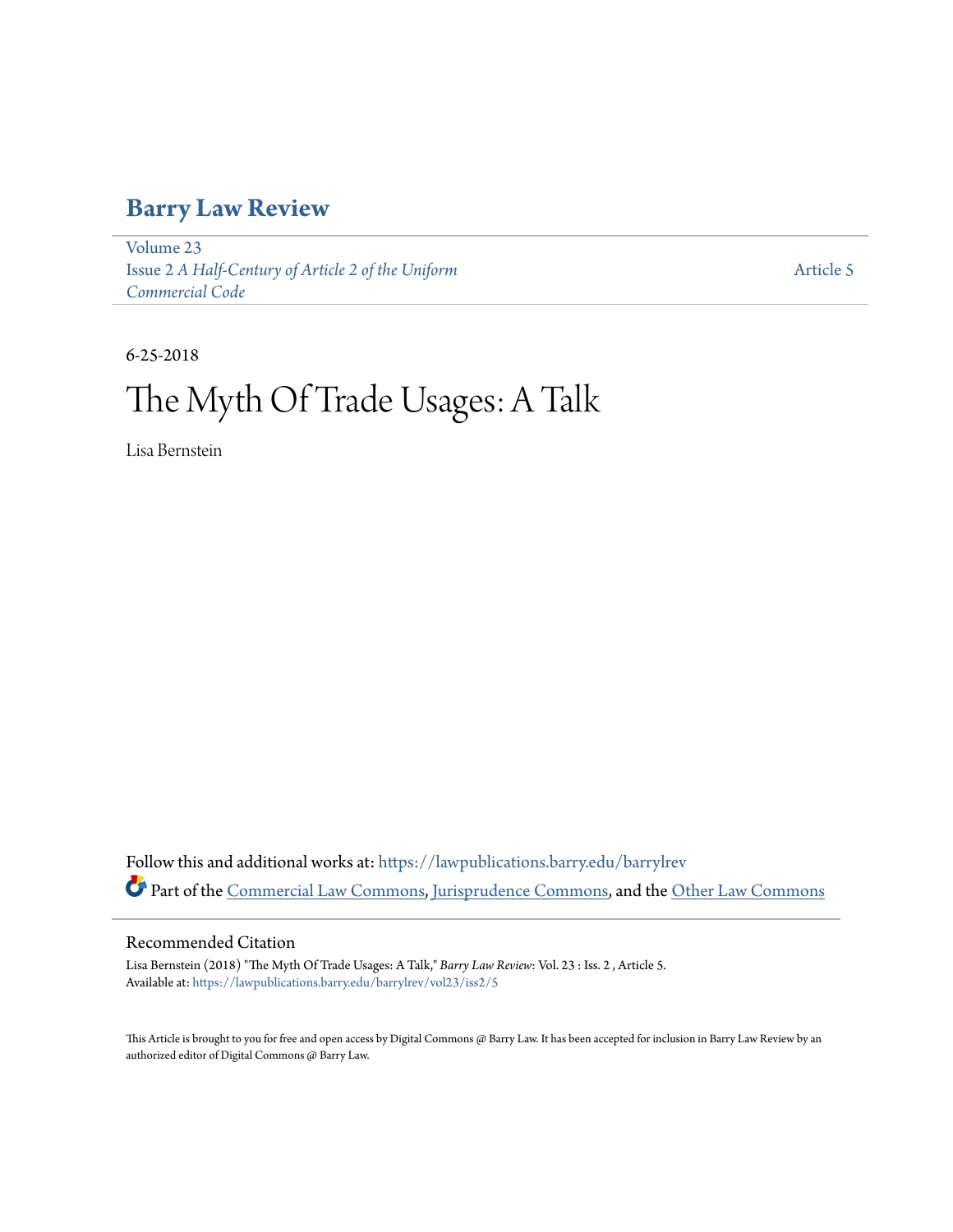# Barry Law Review

Volume 23
Issue 2 *A Half-Century of Article 2 of the Uniform Commercial Code*

Article 5

6-25-2018

# The Myth Of Trade Usages: A Talk

Lisa Bernstein

Follow this and additional works at: https://lawpublications.barry.edu/barrylrev

Part of the Commercial Law Commons, Jurisprudence Commons, and the Other Law Commons

## Recommended Citation

Lisa Bernstein (2018) "The Myth Of Trade Usages: A Talk," *Barry Law Review*: Vol. 23 : Iss. 2 , Article 5.
Available at: https://lawpublications.barry.edu/barrylrev/vol23/iss2/5

This Article is brought to you for free and open access by Digital Commons @ Barry Law. It has been accepted for inclusion in Barry Law Review by an authorized editor of Digital Commons @ Barry Law.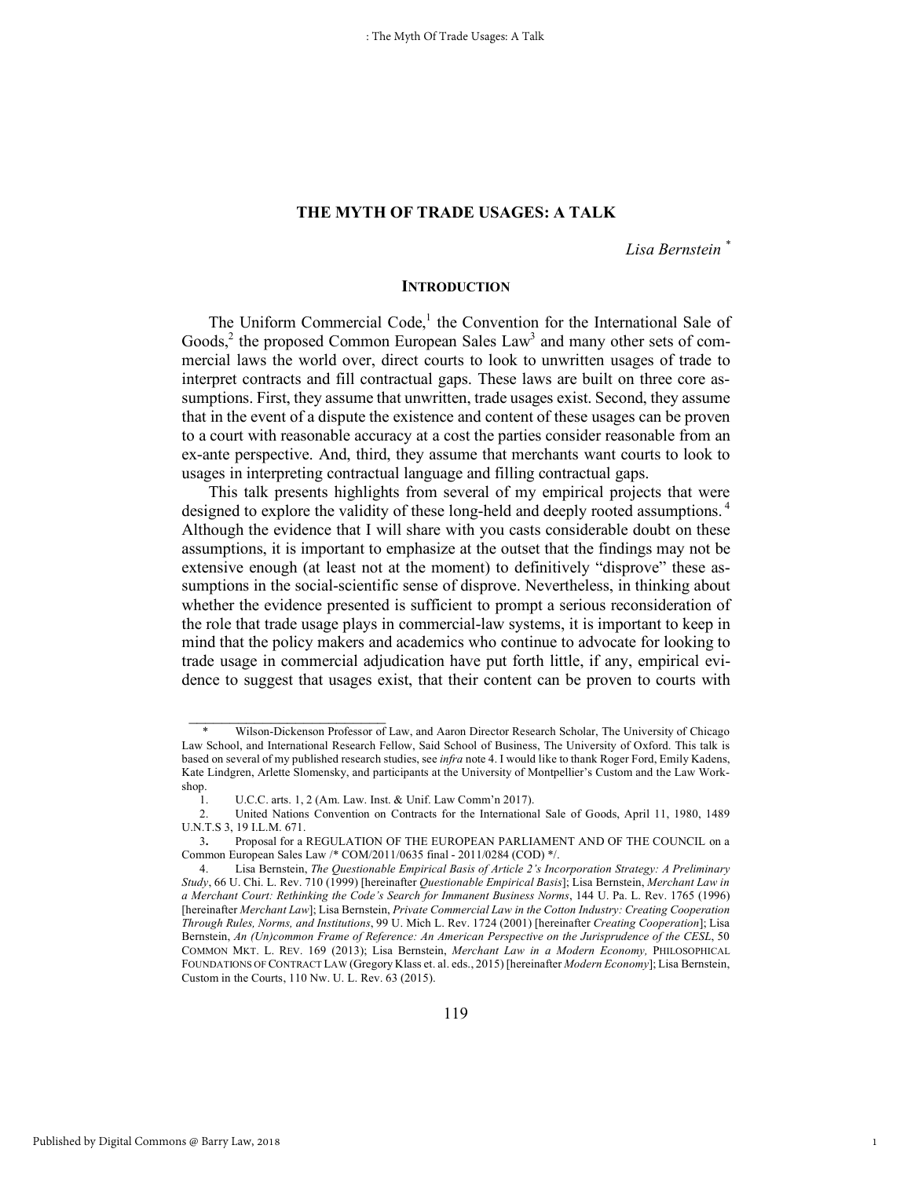# THE MYTH OF TRADE USAGES: A TALK

*Lisa Bernstein* *

## INTRODUCTION

The Uniform Commercial Code,[1] the Convention for the International Sale of Goods,[2] the proposed Common European Sales Law[3] and many other sets of commercial laws the world over, direct courts to look to unwritten usages of trade to interpret contracts and fill contractual gaps. These laws are built on three core assumptions. First, they assume that unwritten, trade usages exist. Second, they assume that in the event of a dispute the existence and content of these usages can be proven to a court with reasonable accuracy at a cost the parties consider reasonable from an ex-ante perspective. And, third, they assume that merchants want courts to look to usages in interpreting contractual language and filling contractual gaps.

This talk presents highlights from several of my empirical projects that were designed to explore the validity of these long-held and deeply rooted assumptions.[4] Although the evidence that I will share with you casts considerable doubt on these assumptions, it is important to emphasize at the outset that the findings may not be extensive enough (at least not at the moment) to definitively "disprove" these assumptions in the social-scientific sense of disprove. Nevertheless, in thinking about whether the evidence presented is sufficient to prompt a serious reconsideration of the role that trade usage plays in commercial-law systems, it is important to keep in mind that the policy makers and academics who continue to advocate for looking to trade usage in commercial adjudication have put forth little, if any, empirical evidence to suggest that usages exist, that their content can be proven to courts with

---

\* Wilson-Dickenson Professor of Law, and Aaron Director Research Scholar, The University of Chicago Law School, and International Research Fellow, Said School of Business, The University of Oxford. This talk is based on several of my published research studies, see *infra* note 4. I would like to thank Roger Ford, Emily Kadens, Kate Lindgren, Arlette Slomensky, and participants at the University of Montpellier's Custom and the Law Workshop.

1. U.C.C. arts. 1, 2 (Am. Law. Inst. & Unif. Law Comm'n 2017).

2. United Nations Convention on Contracts for the International Sale of Goods, April 11, 1980, 1489 U.N.T.S 3, 19 I.L.M. 671.

3. Proposal for a REGULATION OF THE EUROPEAN PARLIAMENT AND OF THE COUNCIL on a Common European Sales Law /* COM/2011/0635 final - 2011/0284 (COD) */.

4. Lisa Bernstein, *The Questionable Empirical Basis of Article 2's Incorporation Strategy: A Preliminary Study*, 66 U. Chi. L. Rev. 710 (1999) [hereinafter *Questionable Empirical Basis*]; Lisa Bernstein, *Merchant Law in a Merchant Court: Rethinking the Code's Search for Immanent Business Norms*, 144 U. Pa. L. Rev. 1765 (1996) [hereinafter *Merchant Law*]; Lisa Bernstein, *Private Commercial Law in the Cotton Industry: Creating Cooperation Through Rules, Norms, and Institutions*, 99 U. Mich L. Rev. 1724 (2001) [hereinafter *Creating Cooperation*]; Lisa Bernstein, *An (Un)common Frame of Reference: An American Perspective on the Jurisprudence of the CESL*, 50 COMMON MKT. L. REV. 169 (2013); Lisa Bernstein, *Merchant Law in a Modern Economy,* PHILOSOPHICAL FOUNDATIONS OF CONTRACT LAW (Gregory Klass et. al. eds., 2015) [hereinafter *Modern Economy*]; Lisa Bernstein, Custom in the Courts, 110 Nw. U. L. Rev. 63 (2015).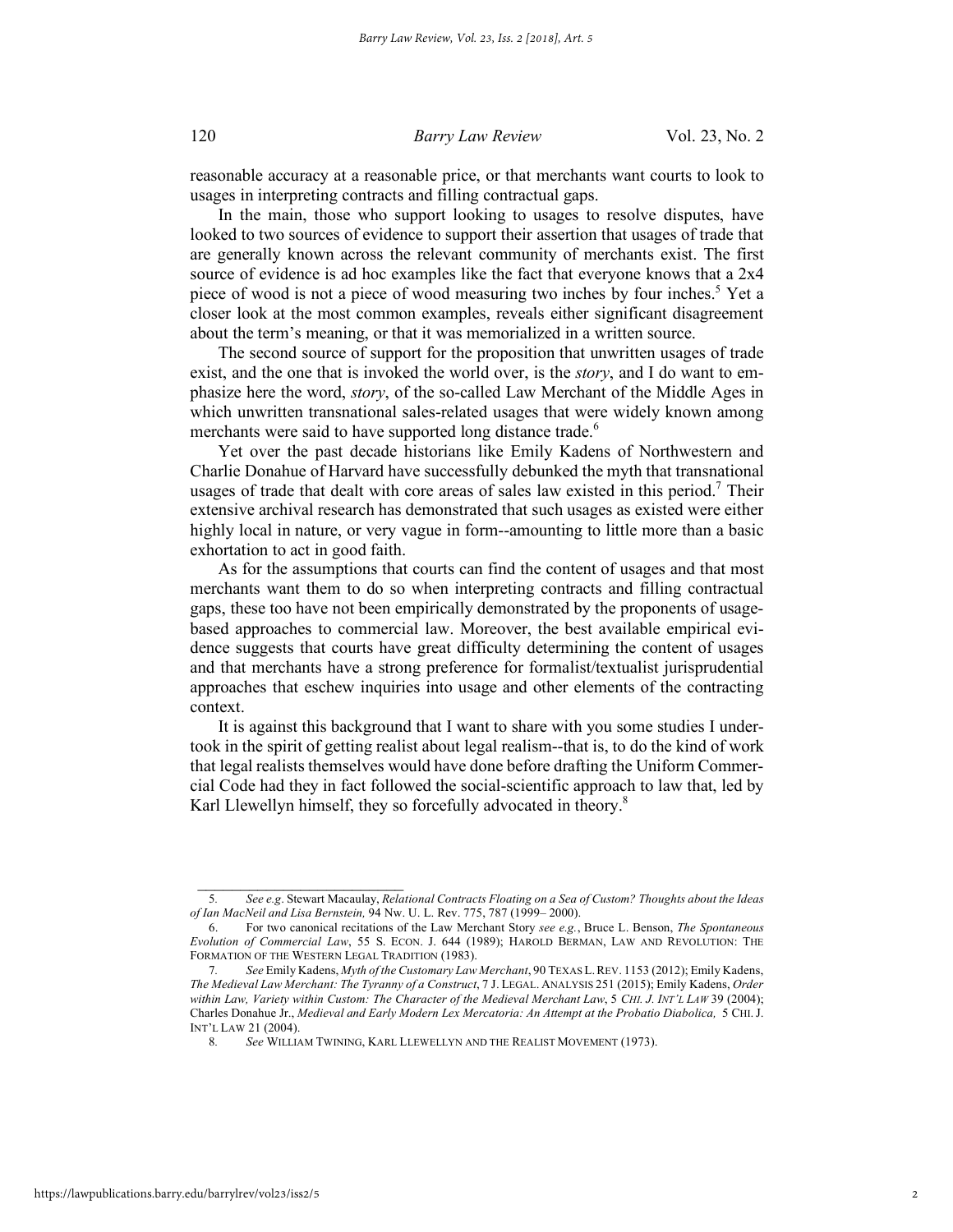reasonable accuracy at a reasonable price, or that merchants want courts to look to usages in interpreting contracts and filling contractual gaps.

In the main, those who support looking to usages to resolve disputes, have looked to two sources of evidence to support their assertion that usages of trade that are generally known across the relevant community of merchants exist. The first source of evidence is ad hoc examples like the fact that everyone knows that a 2x4 piece of wood is not a piece of wood measuring two inches by four inches.[5] Yet a closer look at the most common examples, reveals either significant disagreement about the term's meaning, or that it was memorialized in a written source.

The second source of support for the proposition that unwritten usages of trade exist, and the one that is invoked the world over, is the *story*, and I do want to emphasize here the word, *story*, of the so-called Law Merchant of the Middle Ages in which unwritten transnational sales-related usages that were widely known among merchants were said to have supported long distance trade.[6]

Yet over the past decade historians like Emily Kadens of Northwestern and Charlie Donahue of Harvard have successfully debunked the myth that transnational usages of trade that dealt with core areas of sales law existed in this period.[7] Their extensive archival research has demonstrated that such usages as existed were either highly local in nature, or very vague in form--amounting to little more than a basic exhortation to act in good faith.

As for the assumptions that courts can find the content of usages and that most merchants want them to do so when interpreting contracts and filling contractual gaps, these too have not been empirically demonstrated by the proponents of usage-based approaches to commercial law. Moreover, the best available empirical evidence suggests that courts have great difficulty determining the content of usages and that merchants have a strong preference for formalist/textualist jurisprudential approaches that eschew inquiries into usage and other elements of the contracting context.

It is against this background that I want to share with you some studies I undertook in the spirit of getting realist about legal realism--that is, to do the kind of work that legal realists themselves would have done before drafting the Uniform Commercial Code had they in fact followed the social-scientific approach to law that, led by Karl Llewellyn himself, they so forcefully advocated in theory.[8]

---

5. *See e.g*. Stewart Macaulay, *Relational Contracts Floating on a Sea of Custom? Thoughts about the Ideas of Ian MacNeil and Lisa Bernstein,* 94 Nw. U. L. Rev. 775, 787 (1999– 2000).

6. For two canonical recitations of the Law Merchant Story *see e.g.*, Bruce L. Benson, *The Spontaneous Evolution of Commercial Law*, 55 S. ECON. J. 644 (1989); HAROLD BERMAN, LAW AND REVOLUTION: THE FORMATION OF THE WESTERN LEGAL TRADITION (1983).

7. *See* Emily Kadens, *Myth of the Customary Law Merchant*, 90 TEXAS L. REV. 1153 (2012); Emily Kadens, *The Medieval Law Merchant: The Tyranny of a Construct*, 7 J. LEGAL. ANALYSIS 251 (2015); Emily Kadens, *Order within Law, Variety within Custom: The Character of the Medieval Merchant Law*, 5 *CHI. J. INT'L LAW* 39 (2004); Charles Donahue Jr., *Medieval and Early Modern Lex Mercatoria: An Attempt at the Probatio Diabolica,* 5 CHI. J. INT'L LAW 21 (2004).

8. *See* WILLIAM TWINING, KARL LLEWELLYN AND THE REALIST MOVEMENT (1973).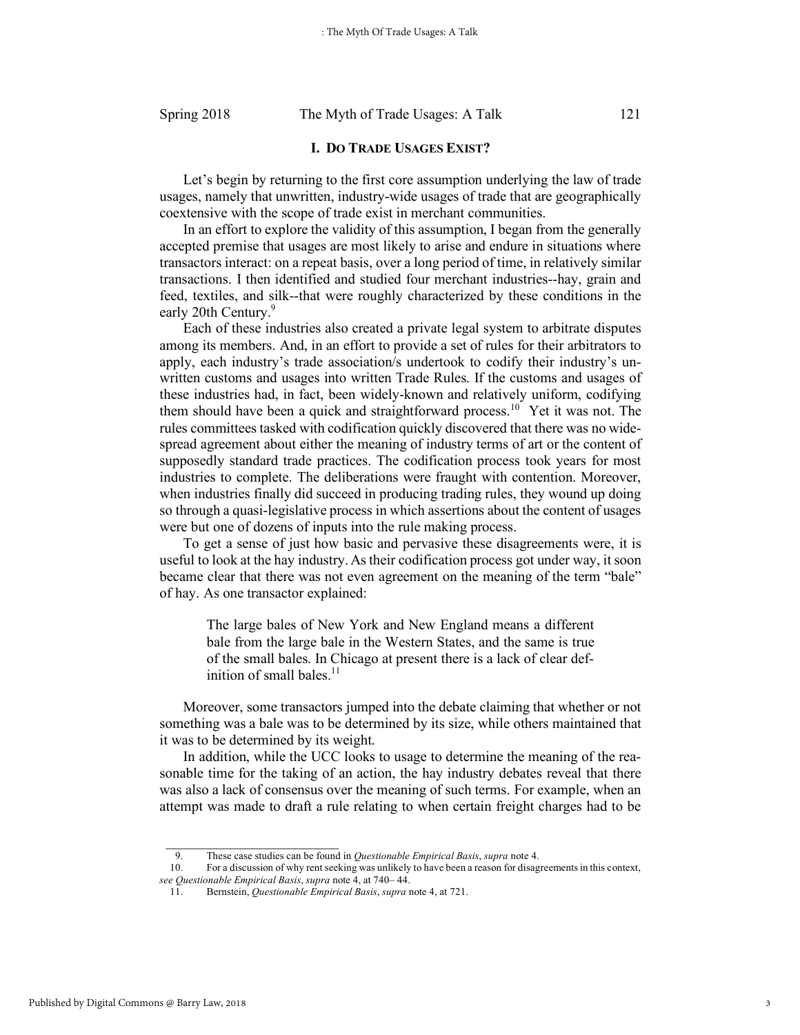## I. DO TRADE USAGES EXIST?

Let's begin by returning to the first core assumption underlying the law of trade usages, namely that unwritten, industry-wide usages of trade that are geographically coextensive with the scope of trade exist in merchant communities.

In an effort to explore the validity of this assumption, I began from the generally accepted premise that usages are most likely to arise and endure in situations where transactors interact: on a repeat basis, over a long period of time, in relatively similar transactions. I then identified and studied four merchant industries--hay, grain and feed, textiles, and silk--that were roughly characterized by these conditions in the early 20th Century.[9]

Each of these industries also created a private legal system to arbitrate disputes among its members. And, in an effort to provide a set of rules for their arbitrators to apply, each industry's trade association/s undertook to codify their industry's unwritten customs and usages into written Trade Rules. If the customs and usages of these industries had, in fact, been widely-known and relatively uniform, codifying them should have been a quick and straightforward process.[10] Yet it was not. The rules committees tasked with codification quickly discovered that there was no widespread agreement about either the meaning of industry terms of art or the content of supposedly standard trade practices. The codification process took years for most industries to complete. The deliberations were fraught with contention. Moreover, when industries finally did succeed in producing trading rules, they wound up doing so through a quasi-legislative process in which assertions about the content of usages were but one of dozens of inputs into the rule making process.

To get a sense of just how basic and pervasive these disagreements were, it is useful to look at the hay industry. As their codification process got under way, it soon became clear that there was not even agreement on the meaning of the term "bale" of hay. As one transactor explained:

> The large bales of New York and New England means a different bale from the large bale in the Western States, and the same is true of the small bales. In Chicago at present there is a lack of clear definition of small bales.[11]

Moreover, some transactors jumped into the debate claiming that whether or not something was a bale was to be determined by its size, while others maintained that it was to be determined by its weight.

In addition, while the UCC looks to usage to determine the meaning of the reasonable time for the taking of an action, the hay industry debates reveal that there was also a lack of consensus over the meaning of such terms. For example, when an attempt was made to draft a rule relating to when certain freight charges had to be

---

9. These case studies can be found in *Questionable Empirical Basis*, *supra* note 4.

10. For a discussion of why rent seeking was unlikely to have been a reason for disagreements in this context, *see Questionable Empirical Basis*, *supra* note 4, at 740– 44.

11. Bernstein, *Questionable Empirical Basis*, *supra* note 4, at 721.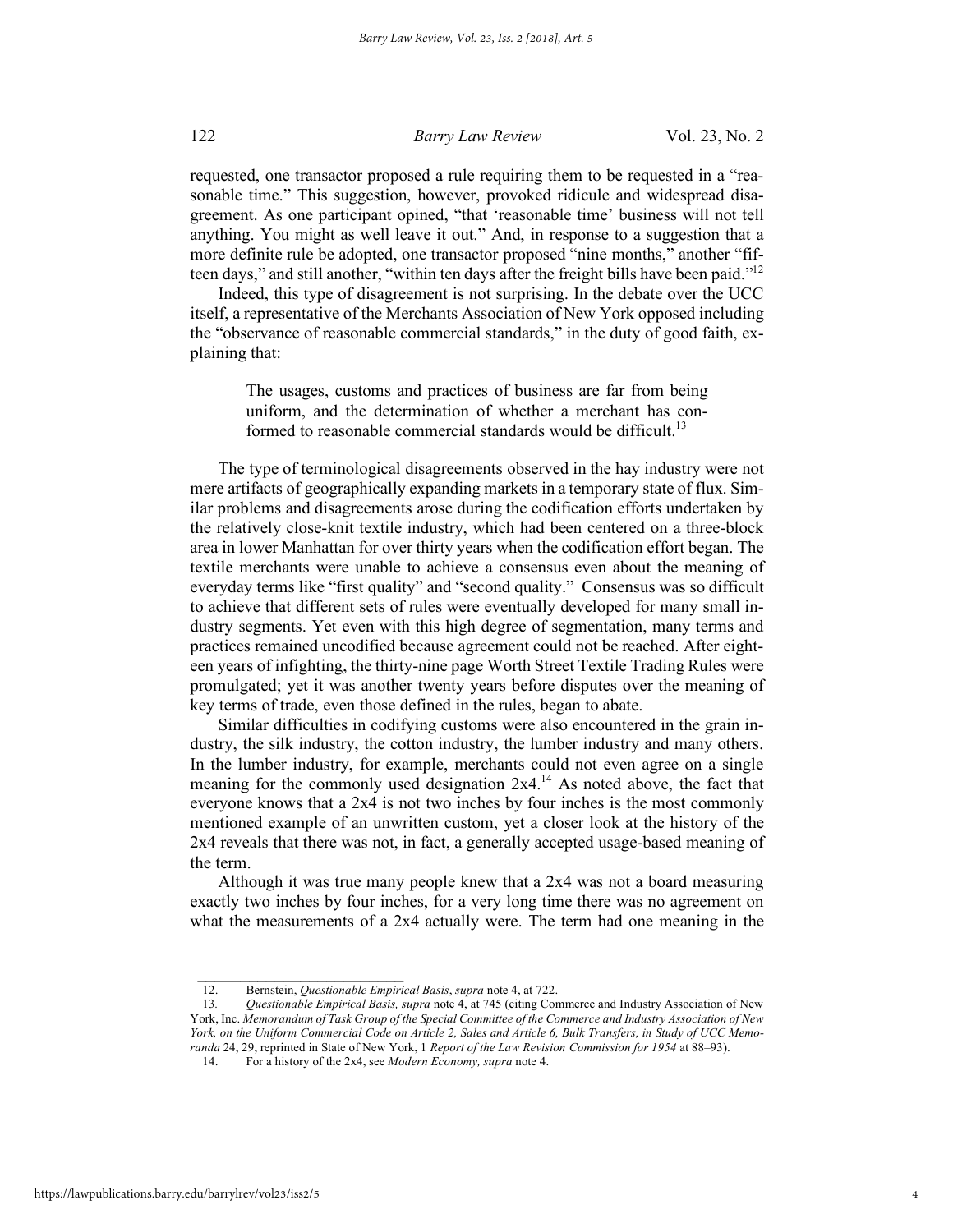requested, one transactor proposed a rule requiring them to be requested in a "reasonable time." This suggestion, however, provoked ridicule and widespread disagreement. As one participant opined, "that 'reasonable time' business will not tell anything. You might as well leave it out." And, in response to a suggestion that a more definite rule be adopted, one transactor proposed "nine months," another "fifteen days," and still another, "within ten days after the freight bills have been paid."[12]

Indeed, this type of disagreement is not surprising. In the debate over the UCC itself, a representative of the Merchants Association of New York opposed including the "observance of reasonable commercial standards," in the duty of good faith, explaining that:

> The usages, customs and practices of business are far from being uniform, and the determination of whether a merchant has conformed to reasonable commercial standards would be difficult.[13]

The type of terminological disagreements observed in the hay industry were not mere artifacts of geographically expanding markets in a temporary state of flux. Similar problems and disagreements arose during the codification efforts undertaken by the relatively close-knit textile industry, which had been centered on a three-block area in lower Manhattan for over thirty years when the codification effort began. The textile merchants were unable to achieve a consensus even about the meaning of everyday terms like "first quality" and "second quality." Consensus was so difficult to achieve that different sets of rules were eventually developed for many small industry segments. Yet even with this high degree of segmentation, many terms and practices remained uncodified because agreement could not be reached. After eighteen years of infighting, the thirty-nine page Worth Street Textile Trading Rules were promulgated; yet it was another twenty years before disputes over the meaning of key terms of trade, even those defined in the rules, began to abate.

Similar difficulties in codifying customs were also encountered in the grain industry, the silk industry, the cotton industry, the lumber industry and many others. In the lumber industry, for example, merchants could not even agree on a single meaning for the commonly used designation 2x4.[14] As noted above, the fact that everyone knows that a 2x4 is not two inches by four inches is the most commonly mentioned example of an unwritten custom, yet a closer look at the history of the 2x4 reveals that there was not, in fact, a generally accepted usage-based meaning of the term.

Although it was true many people knew that a 2x4 was not a board measuring exactly two inches by four inches, for a very long time there was no agreement on what the measurements of a 2x4 actually were. The term had one meaning in the

---

12. Bernstein, *Questionable Empirical Basis*, *supra* note 4, at 722.

13. *Questionable Empirical Basis, supra* note 4, at 745 (citing Commerce and Industry Association of New York, Inc. *Memorandum of Task Group of the Special Committee of the Commerce and Industry Association of New York, on the Uniform Commercial Code on Article 2, Sales and Article 6, Bulk Transfers, in Study of UCC Memoranda* 24, 29, reprinted in State of New York, 1 *Report of the Law Revision Commission for 1954* at 88–93).

14. For a history of the 2x4, see *Modern Economy, supra* note 4.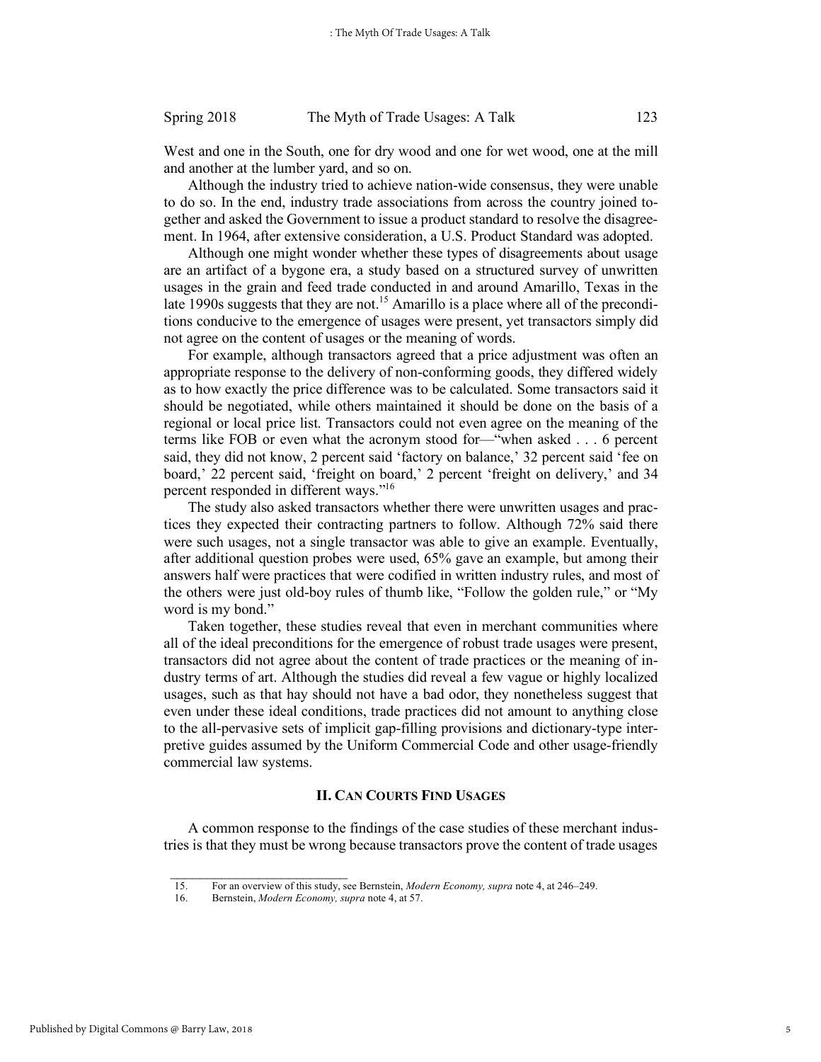West and one in the South, one for dry wood and one for wet wood, one at the mill and another at the lumber yard, and so on.

Although the industry tried to achieve nation-wide consensus, they were unable to do so. In the end, industry trade associations from across the country joined together and asked the Government to issue a product standard to resolve the disagreement. In 1964, after extensive consideration, a U.S. Product Standard was adopted.

Although one might wonder whether these types of disagreements about usage are an artifact of a bygone era, a study based on a structured survey of unwritten usages in the grain and feed trade conducted in and around Amarillo, Texas in the late 1990s suggests that they are not.[15] Amarillo is a place where all of the preconditions conducive to the emergence of usages were present, yet transactors simply did not agree on the content of usages or the meaning of words.

For example, although transactors agreed that a price adjustment was often an appropriate response to the delivery of non-conforming goods, they differed widely as to how exactly the price difference was to be calculated. Some transactors said it should be negotiated, while others maintained it should be done on the basis of a regional or local price list. Transactors could not even agree on the meaning of the terms like FOB or even what the acronym stood for—"when asked . . . 6 percent said, they did not know, 2 percent said 'factory on balance,' 32 percent said 'fee on board,' 22 percent said, 'freight on board,' 2 percent 'freight on delivery,' and 34 percent responded in different ways."[16]

The study also asked transactors whether there were unwritten usages and practices they expected their contracting partners to follow. Although 72% said there were such usages, not a single transactor was able to give an example. Eventually, after additional question probes were used, 65% gave an example, but among their answers half were practices that were codified in written industry rules, and most of the others were just old-boy rules of thumb like, "Follow the golden rule," or "My word is my bond."

Taken together, these studies reveal that even in merchant communities where all of the ideal preconditions for the emergence of robust trade usages were present, transactors did not agree about the content of trade practices or the meaning of industry terms of art. Although the studies did reveal a few vague or highly localized usages, such as that hay should not have a bad odor, they nonetheless suggest that even under these ideal conditions, trade practices did not amount to anything close to the all-pervasive sets of implicit gap-filling provisions and dictionary-type interpretive guides assumed by the Uniform Commercial Code and other usage-friendly commercial law systems.

## II. Can Courts Find Usages

A common response to the findings of the case studies of these merchant industries is that they must be wrong because transactors prove the content of trade usages

---

15. For an overview of this study, see Bernstein, *Modern Economy, supra* note 4, at 246–249.

16. Bernstein, *Modern Economy, supra* note 4, at 57.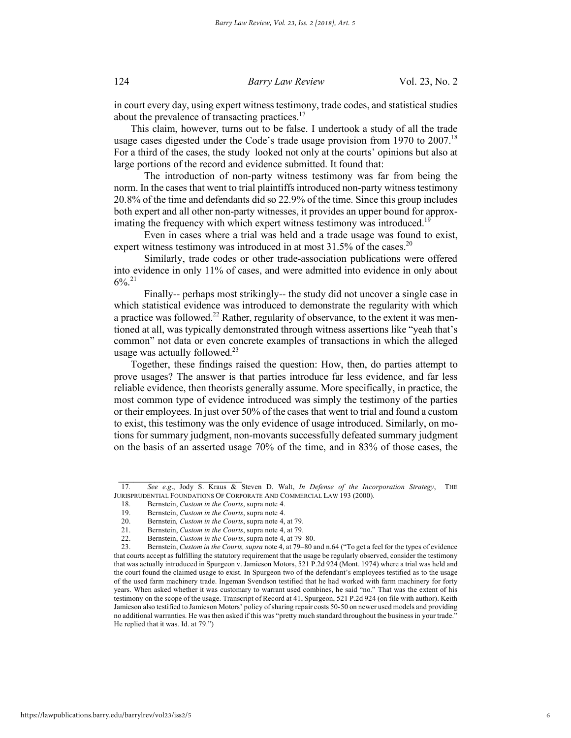in court every day, using expert witness testimony, trade codes, and statistical studies about the prevalence of transacting practices.[17]

This claim, however, turns out to be false. I undertook a study of all the trade usage cases digested under the Code's trade usage provision from 1970 to 2007.[18] For a third of the cases, the study looked not only at the courts' opinions but also at large portions of the record and evidence submitted. It found that:

The introduction of non-party witness testimony was far from being the norm. In the cases that went to trial plaintiffs introduced non-party witness testimony 20.8% of the time and defendants did so 22.9% of the time. Since this group includes both expert and all other non-party witnesses, it provides an upper bound for approximating the frequency with which expert witness testimony was introduced.[19]

Even in cases where a trial was held and a trade usage was found to exist, expert witness testimony was introduced in at most 31.5% of the cases.[20]

Similarly, trade codes or other trade-association publications were offered into evidence in only 11% of cases, and were admitted into evidence in only about 6%.[21]

Finally-- perhaps most strikingly-- the study did not uncover a single case in which statistical evidence was introduced to demonstrate the regularity with which a practice was followed.[22] Rather, regularity of observance, to the extent it was mentioned at all, was typically demonstrated through witness assertions like "yeah that's common" not data or even concrete examples of transactions in which the alleged usage was actually followed.[23]

Together, these findings raised the question: How, then, do parties attempt to prove usages? The answer is that parties introduce far less evidence, and far less reliable evidence, then theorists generally assume. More specifically, in practice, the most common type of evidence introduced was simply the testimony of the parties or their employees. In just over 50% of the cases that went to trial and found a custom to exist, this testimony was the only evidence of usage introduced. Similarly, on motions for summary judgment, non-movants successfully defeated summary judgment on the basis of an asserted usage 70% of the time, and in 83% of those cases, the

---

17. *See e.g.*, Jody S. Kraus & Steven D. Walt, *In Defense of the Incorporation Strategy*, THE JURISPRUDENTIAL FOUNDATIONS OF CORPORATE AND COMMERCIAL LAW 193 (2000).

18. Bernstein, *Custom in the Courts*, supra note 4.

19. Bernstein, *Custom in the Courts*, supra note 4.

20. Bernstein*, Custom in the Courts*, supra note 4, at 79.

21. Bernstein, *Custom in the Courts*, supra note 4, at 79.

22. Bernstein, *Custom in the Courts*, supra note 4, at 79–80.

23. Bernstein, *Custom in the Courts, supra* note 4, at 79–80 and n.64 ("To get a feel for the types of evidence that courts accept as fulfilling the statutory requirement that the usage be regularly observed, consider the testimony that was actually introduced in Spurgeon v. Jamieson Motors, 521 P.2d 924 (Mont. 1974) where a trial was held and the court found the claimed usage to exist. In Spurgeon two of the defendant's employees testified as to the usage of the used farm machinery trade. Ingeman Svendson testified that he had worked with farm machinery for forty years. When asked whether it was customary to warrant used combines, he said "no." That was the extent of his testimony on the scope of the usage. Transcript of Record at 41, Spurgeon, 521 P.2d 924 (on file with author). Keith Jamieson also testified to Jamieson Motors' policy of sharing repair costs 50-50 on newer used models and providing no additional warranties. He was then asked if this was "pretty much standard throughout the business in your trade." He replied that it was. Id. at 79.")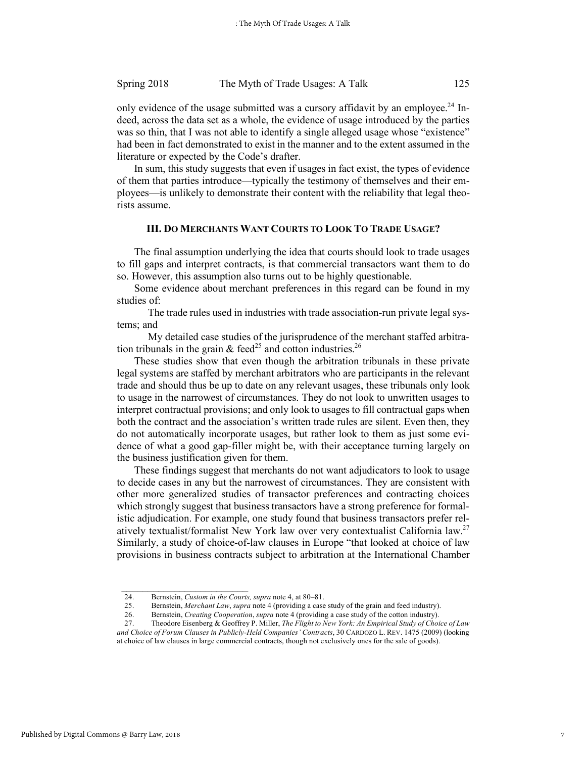only evidence of the usage submitted was a cursory affidavit by an employee.[24] Indeed, across the data set as a whole, the evidence of usage introduced by the parties was so thin, that I was not able to identify a single alleged usage whose "existence" had been in fact demonstrated to exist in the manner and to the extent assumed in the literature or expected by the Code's drafter.

In sum, this study suggests that even if usages in fact exist, the types of evidence of them that parties introduce—typically the testimony of themselves and their employees—is unlikely to demonstrate their content with the reliability that legal theorists assume.

## III. DO MERCHANTS WANT COURTS TO LOOK TO TRADE USAGE?

The final assumption underlying the idea that courts should look to trade usages to fill gaps and interpret contracts, is that commercial transactors want them to do so. However, this assumption also turns out to be highly questionable.

Some evidence about merchant preferences in this regard can be found in my studies of:

The trade rules used in industries with trade association-run private legal systems; and

My detailed case studies of the jurisprudence of the merchant staffed arbitration tribunals in the grain & feed[25] and cotton industries.[26]

These studies show that even though the arbitration tribunals in these private legal systems are staffed by merchant arbitrators who are participants in the relevant trade and should thus be up to date on any relevant usages, these tribunals only look to usage in the narrowest of circumstances. They do not look to unwritten usages to interpret contractual provisions; and only look to usages to fill contractual gaps when both the contract and the association's written trade rules are silent. Even then, they do not automatically incorporate usages, but rather look to them as just some evidence of what a good gap-filler might be, with their acceptance turning largely on the business justification given for them.

These findings suggest that merchants do not want adjudicators to look to usage to decide cases in any but the narrowest of circumstances. They are consistent with other more generalized studies of transactor preferences and contracting choices which strongly suggest that business transactors have a strong preference for formalistic adjudication. For example, one study found that business transactors prefer relatively textualist/formalist New York law over very contextualist California law.[27] Similarly, a study of choice-of-law clauses in Europe "that looked at choice of law provisions in business contracts subject to arbitration at the International Chamber

---

24. Bernstein, *Custom in the Courts, supra* note 4, at 80–81.

25. Bernstein, *Merchant Law*, *supra* note 4 (providing a case study of the grain and feed industry).

26. Bernstein, *Creating Cooperation*, *supra* note 4 (providing a case study of the cotton industry).

27. Theodore Eisenberg & Geoffrey P. Miller, *The Flight to New York: An Empirical Study of Choice of Law and Choice of Forum Clauses in Publicly-Held Companies' Contracts*, 30 CARDOZO L. REV. 1475 (2009) (looking at choice of law clauses in large commercial contracts, though not exclusively ones for the sale of goods).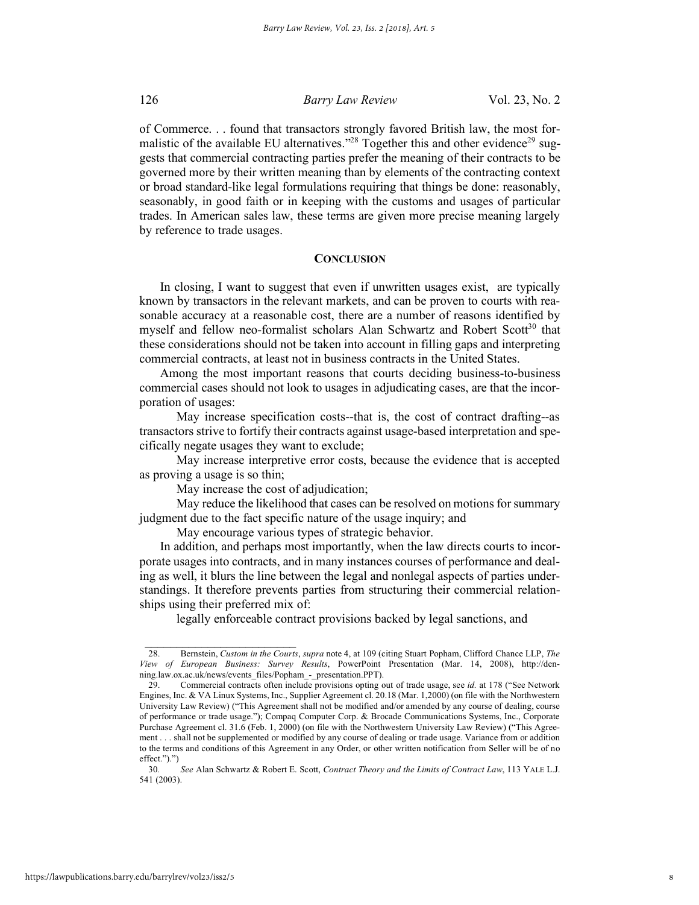of Commerce. . . found that transactors strongly favored British law, the most formalistic of the available EU alternatives."[28] Together this and other evidence[29] suggests that commercial contracting parties prefer the meaning of their contracts to be governed more by their written meaning than by elements of the contracting context or broad standard-like legal formulations requiring that things be done: reasonably, seasonably, in good faith or in keeping with the customs and usages of particular trades. In American sales law, these terms are given more precise meaning largely by reference to trade usages.

## CONCLUSION

In closing, I want to suggest that even if unwritten usages exist, are typically known by transactors in the relevant markets, and can be proven to courts with reasonable accuracy at a reasonable cost, there are a number of reasons identified by myself and fellow neo-formalist scholars Alan Schwartz and Robert Scott[30] that these considerations should not be taken into account in filling gaps and interpreting commercial contracts, at least not in business contracts in the United States.

Among the most important reasons that courts deciding business-to-business commercial cases should not look to usages in adjudicating cases, are that the incorporation of usages:

May increase specification costs--that is, the cost of contract drafting--as transactors strive to fortify their contracts against usage-based interpretation and specifically negate usages they want to exclude;

May increase interpretive error costs, because the evidence that is accepted as proving a usage is so thin;

May increase the cost of adjudication;

May reduce the likelihood that cases can be resolved on motions for summary judgment due to the fact specific nature of the usage inquiry; and

May encourage various types of strategic behavior.

In addition, and perhaps most importantly, when the law directs courts to incorporate usages into contracts, and in many instances courses of performance and dealing as well, it blurs the line between the legal and nonlegal aspects of parties understandings. It therefore prevents parties from structuring their commercial relationships using their preferred mix of:

legally enforceable contract provisions backed by legal sanctions, and

---

28. Bernstein, *Custom in the Courts*, *supra* note 4, at 109 (citing Stuart Popham, Clifford Chance LLP, *The View of European Business: Survey Results*, PowerPoint Presentation (Mar. 14, 2008), http://denning.law.ox.ac.uk/news/events_files/Popham_-_presentation.PPT).

29. Commercial contracts often include provisions opting out of trade usage, see *id.* at 178 ("See Network Engines, Inc. & VA Linux Systems, Inc., Supplier Agreement cl. 20.18 (Mar. 1,2000) (on file with the Northwestern University Law Review) ("This Agreement shall not be modified and/or amended by any course of dealing, course of performance or trade usage."); Compaq Computer Corp. & Brocade Communications Systems, Inc., Corporate Purchase Agreement cl. 31.6 (Feb. 1, 2000) (on file with the Northwestern University Law Review) ("This Agreement . . . shall not be supplemented or modified by any course of dealing or trade usage. Variance from or addition to the terms and conditions of this Agreement in any Order, or other written notification from Seller will be of no effect.").")

30. *See* Alan Schwartz & Robert E. Scott, *Contract Theory and the Limits of Contract Law*, 113 YALE L.J. 541 (2003).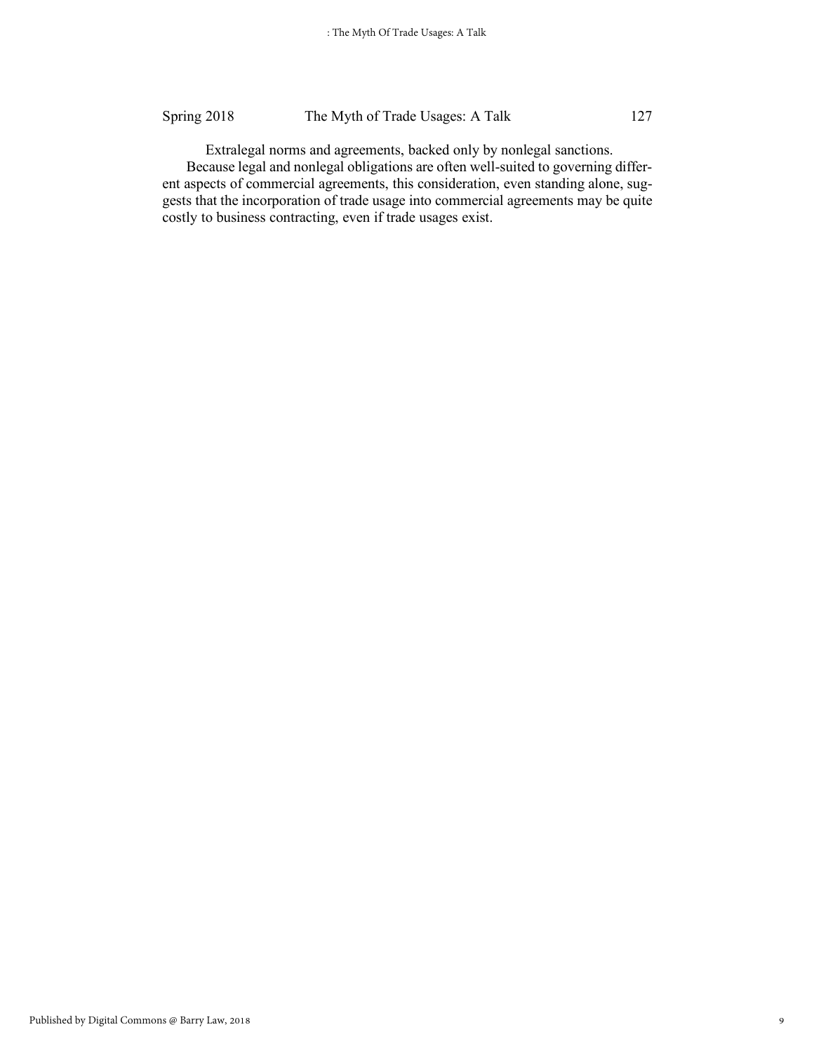Extralegal norms and agreements, backed only by nonlegal sanctions.

Because legal and nonlegal obligations are often well-suited to governing different aspects of commercial agreements, this consideration, even standing alone, suggests that the incorporation of trade usage into commercial agreements may be quite costly to business contracting, even if trade usages exist.